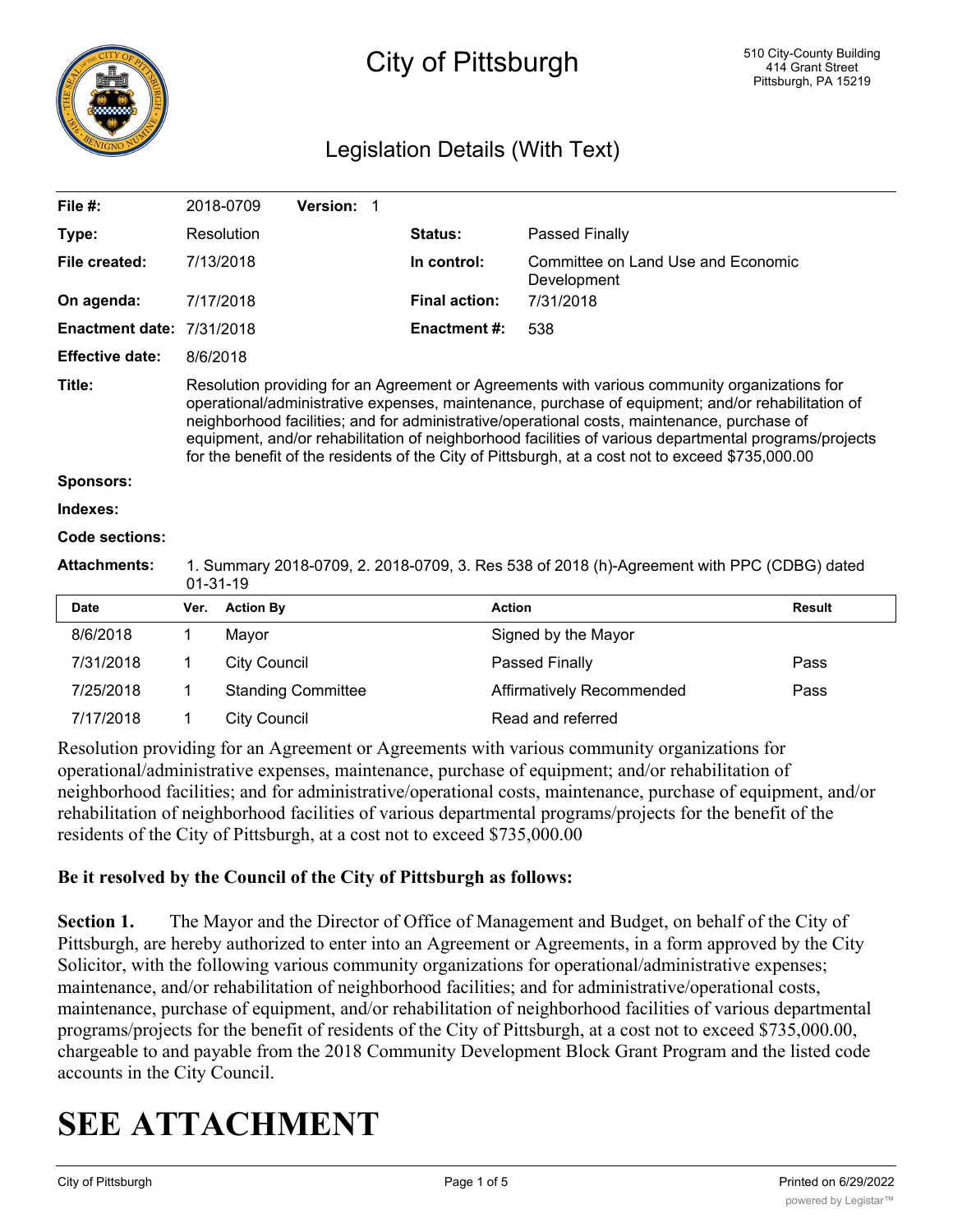# City of Pittsburgh

510 City-County Building
414 Grant Street
Pittsburgh, PA 15219

## Legislation Details (With Text)

| | | | |
|---|---|---|---|
| **File #:** | 2018-0709 **Version:** 1 | | |
| **Type:** | Resolution | **Status:** | Passed Finally |
| **File created:** | 7/13/2018 | **In control:** | Committee on Land Use and Economic Development |
| **On agenda:** | 7/17/2018 | **Final action:** | 7/31/2018 |
| **Enactment date:** | 7/31/2018 | **Enactment #:** | 538 |
| **Effective date:** | 8/6/2018 | | |

**Title:** Resolution providing for an Agreement or Agreements with various community organizations for operational/administrative expenses, maintenance, purchase of equipment; and/or rehabilitation of neighborhood facilities; and for administrative/operational costs, maintenance, purchase of equipment, and/or rehabilitation of neighborhood facilities of various departmental programs/projects for the benefit of the residents of the City of Pittsburgh, at a cost not to exceed $735,000.00

**Sponsors:**

**Indexes:**

**Code sections:**

**Attachments:** 1. Summary 2018-0709, 2. 2018-0709, 3. Res 538 of 2018 (h)-Agreement with PPC (CDBG) dated 01-31-19

| Date | Ver. | Action By | Action | Result |
|---|---|---|---|---|
| 8/6/2018 | 1 | Mayor | Signed by the Mayor | |
| 7/31/2018 | 1 | City Council | Passed Finally | Pass |
| 7/25/2018 | 1 | Standing Committee | Affirmatively Recommended | Pass |
| 7/17/2018 | 1 | City Council | Read and referred | |

Resolution providing for an Agreement or Agreements with various community organizations for operational/administrative expenses, maintenance, purchase of equipment; and/or rehabilitation of neighborhood facilities; and for administrative/operational costs, maintenance, purchase of equipment, and/or rehabilitation of neighborhood facilities of various departmental programs/projects for the benefit of the residents of the City of Pittsburgh, at a cost not to exceed $735,000.00

**Be it resolved by the Council of the City of Pittsburgh as follows:**

**Section 1.** The Mayor and the Director of Office of Management and Budget, on behalf of the City of Pittsburgh, are hereby authorized to enter into an Agreement or Agreements, in a form approved by the City Solicitor, with the following various community organizations for operational/administrative expenses; maintenance, and/or rehabilitation of neighborhood facilities; and for administrative/operational costs, maintenance, purchase of equipment, and/or rehabilitation of neighborhood facilities of various departmental programs/projects for the benefit of residents of the City of Pittsburgh, at a cost not to exceed $735,000.00, chargeable to and payable from the 2018 Community Development Block Grant Program and the listed code accounts in the City Council.

# SEE ATTACHMENT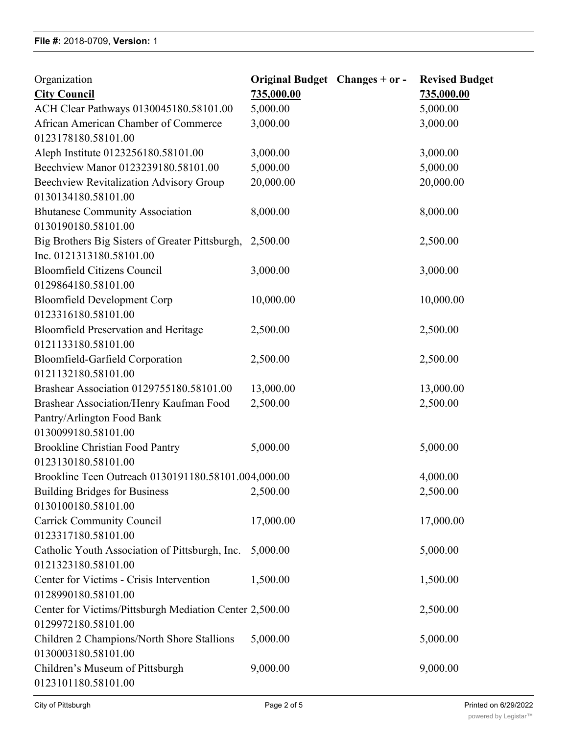**File #:** 2018-0709, **Version:** 1

| Organization | Original Budget | Changes + or - | Revised Budget |
|---|---|---|---|
| **City Council** | **735,000.00** | | **735,000.00** |
| ACH Clear Pathways 0130045180.58101.00 | 5,000.00 | | 5,000.00 |
| African American Chamber of Commerce 0123178180.58101.00 | 3,000.00 | | 3,000.00 |
| Aleph Institute 0123256180.58101.00 | 3,000.00 | | 3,000.00 |
| Beechview Manor 0123239180.58101.00 | 5,000.00 | | 5,000.00 |
| Beechview Revitalization Advisory Group 0130134180.58101.00 | 20,000.00 | | 20,000.00 |
| Bhutanese Community Association 0130190180.58101.00 | 8,000.00 | | 8,000.00 |
| Big Brothers Big Sisters of Greater Pittsburgh, Inc. 0121313180.58101.00 | 2,500.00 | | 2,500.00 |
| Bloomfield Citizens Council 0129864180.58101.00 | 3,000.00 | | 3,000.00 |
| Bloomfield Development Corp 0123316180.58101.00 | 10,000.00 | | 10,000.00 |
| Bloomfield Preservation and Heritage 0121133180.58101.00 | 2,500.00 | | 2,500.00 |
| Bloomfield-Garfield Corporation 0121132180.58101.00 | 2,500.00 | | 2,500.00 |
| Brashear Association 0129755180.58101.00 | 13,000.00 | | 13,000.00 |
| Brashear Association/Henry Kaufman Food Pantry/Arlington Food Bank 0130099180.58101.00 | 2,500.00 | | 2,500.00 |
| Brookline Christian Food Pantry 0123130180.58101.00 | 5,000.00 | | 5,000.00 |
| Brookline Teen Outreach 0130191180.58101.00 | 4,000.00 | | 4,000.00 |
| Building Bridges for Business 0130100180.58101.00 | 2,500.00 | | 2,500.00 |
| Carrick Community Council 0123317180.58101.00 | 17,000.00 | | 17,000.00 |
| Catholic Youth Association of Pittsburgh, Inc. 0121323180.58101.00 | 5,000.00 | | 5,000.00 |
| Center for Victims - Crisis Intervention 0128990180.58101.00 | 1,500.00 | | 1,500.00 |
| Center for Victims/Pittsburgh Mediation Center 0129972180.58101.00 | 2,500.00 | | 2,500.00 |
| Children 2 Champions/North Shore Stallions 0130003180.58101.00 | 5,000.00 | | 5,000.00 |
| Children's Museum of Pittsburgh 0123101180.58101.00 | 9,000.00 | | 9,000.00 |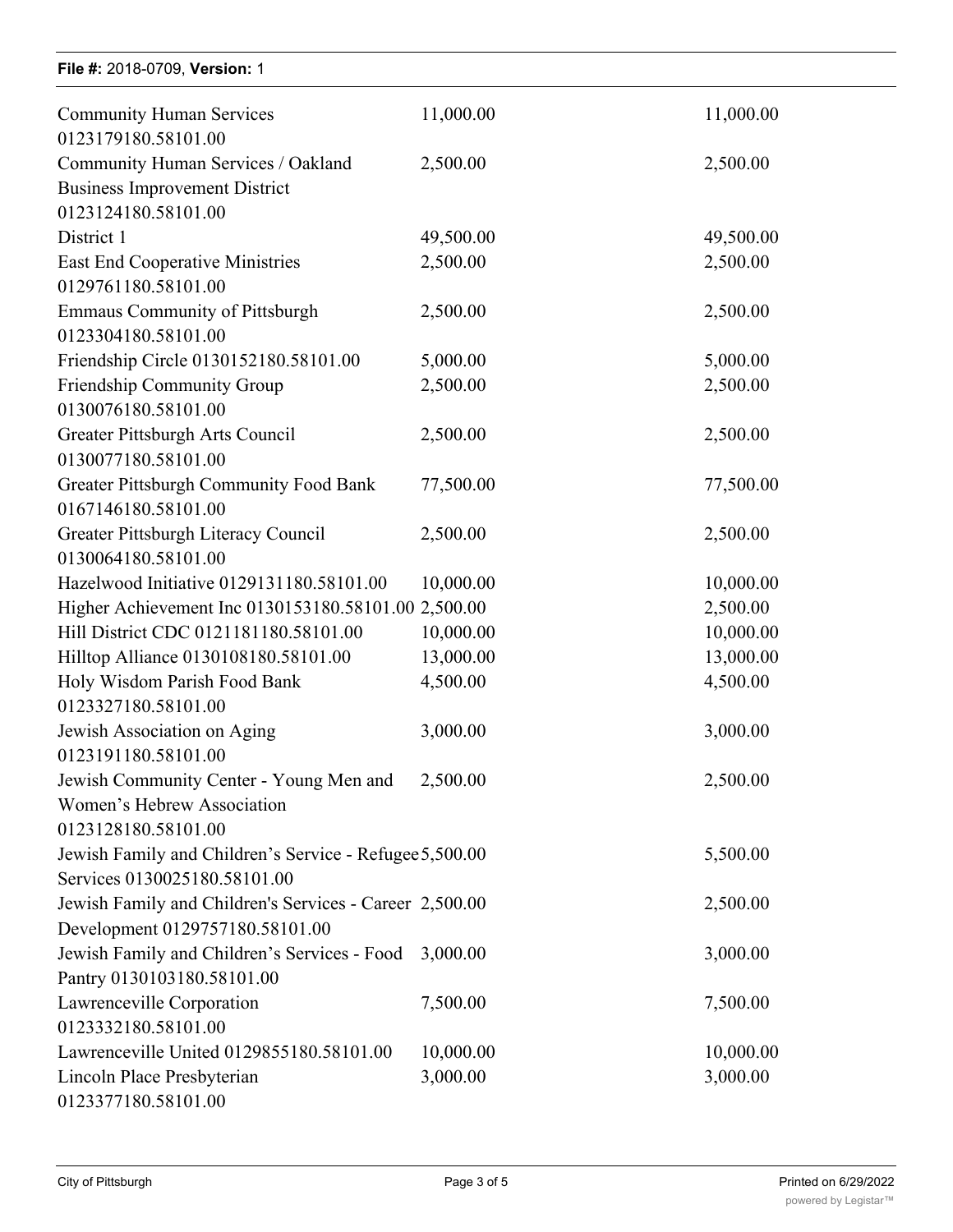| | | |
|---|---|---|
| Community Human Services 0123179180.58101.00 | 11,000.00 | 11,000.00 |
| Community Human Services / Oakland Business Improvement District 0123124180.58101.00 | 2,500.00 | 2,500.00 |
| District 1 | 49,500.00 | 49,500.00 |
| East End Cooperative Ministries 0129761180.58101.00 | 2,500.00 | 2,500.00 |
| Emmaus Community of Pittsburgh 0123304180.58101.00 | 2,500.00 | 2,500.00 |
| Friendship Circle 0130152180.58101.00 | 5,000.00 | 5,000.00 |
| Friendship Community Group 0130076180.58101.00 | 2,500.00 | 2,500.00 |
| Greater Pittsburgh Arts Council 0130077180.58101.00 | 2,500.00 | 2,500.00 |
| Greater Pittsburgh Community Food Bank 0167146180.58101.00 | 77,500.00 | 77,500.00 |
| Greater Pittsburgh Literacy Council 0130064180.58101.00 | 2,500.00 | 2,500.00 |
| Hazelwood Initiative 0129131180.58101.00 | 10,000.00 | 10,000.00 |
| Higher Achievement Inc 0130153180.58101.00 | 2,500.00 | 2,500.00 |
| Hill District CDC 0121181180.58101.00 | 10,000.00 | 10,000.00 |
| Hilltop Alliance 0130108180.58101.00 | 13,000.00 | 13,000.00 |
| Holy Wisdom Parish Food Bank 0123327180.58101.00 | 4,500.00 | 4,500.00 |
| Jewish Association on Aging 0123191180.58101.00 | 3,000.00 | 3,000.00 |
| Jewish Community Center - Young Men and Women's Hebrew Association 0123128180.58101.00 | 2,500.00 | 2,500.00 |
| Jewish Family and Children's Service - Refugee Services 0130025180.58101.00 | 5,500.00 | 5,500.00 |
| Jewish Family and Children's Services - Career Development 0129757180.58101.00 | 2,500.00 | 2,500.00 |
| Jewish Family and Children's Services - Food Pantry 0130103180.58101.00 | 3,000.00 | 3,000.00 |
| Lawrenceville Corporation 0123332180.58101.00 | 7,500.00 | 7,500.00 |
| Lawrenceville United 0129855180.58101.00 | 10,000.00 | 10,000.00 |
| Lincoln Place Presbyterian 0123377180.58101.00 | 3,000.00 | 3,000.00 |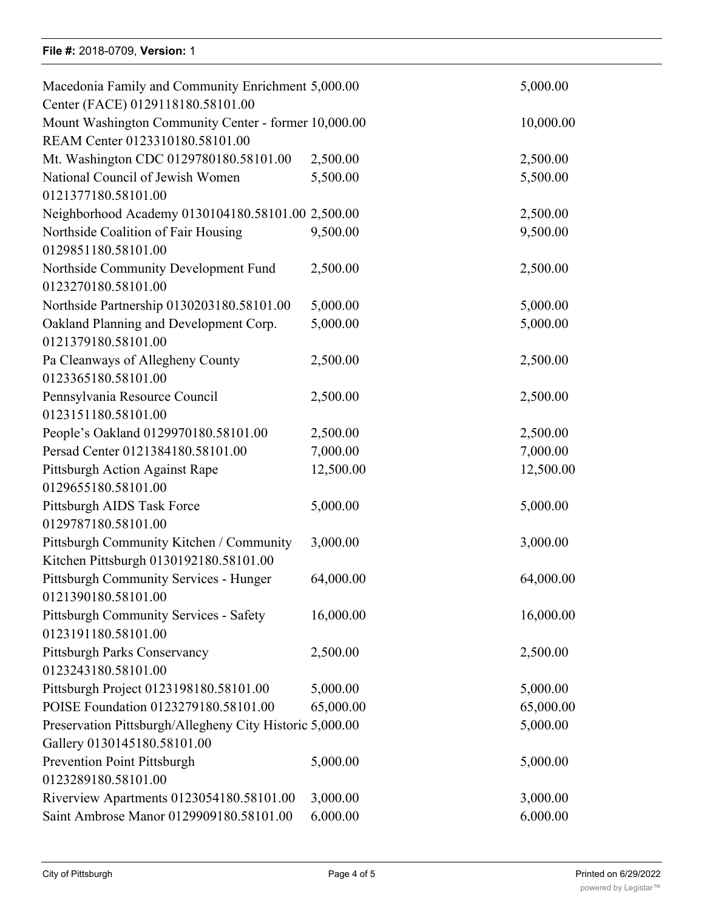File #: 2018-0709, Version: 1

| | | |
|---|---|---|
| Macedonia Family and Community Enrichment Center (FACE) 0129118180.58101.00 | 5,000.00 | 5,000.00 |
| Mount Washington Community Center - former REAM Center 0123310180.58101.00 | 10,000.00 | 10,000.00 |
| Mt. Washington CDC 0129780180.58101.00 | 2,500.00 | 2,500.00 |
| National Council of Jewish Women 0121377180.58101.00 | 5,500.00 | 5,500.00 |
| Neighborhood Academy 0130104180.58101.00 | 2,500.00 | 2,500.00 |
| Northside Coalition of Fair Housing 0129851180.58101.00 | 9,500.00 | 9,500.00 |
| Northside Community Development Fund 0123270180.58101.00 | 2,500.00 | 2,500.00 |
| Northside Partnership 0130203180.58101.00 | 5,000.00 | 5,000.00 |
| Oakland Planning and Development Corp. 0121379180.58101.00 | 5,000.00 | 5,000.00 |
| Pa Cleanways of Allegheny County 0123365180.58101.00 | 2,500.00 | 2,500.00 |
| Pennsylvania Resource Council 0123151180.58101.00 | 2,500.00 | 2,500.00 |
| People's Oakland 0129970180.58101.00 | 2,500.00 | 2,500.00 |
| Persad Center 0121384180.58101.00 | 7,000.00 | 7,000.00 |
| Pittsburgh Action Against Rape 0129655180.58101.00 | 12,500.00 | 12,500.00 |
| Pittsburgh AIDS Task Force 0129787180.58101.00 | 5,000.00 | 5,000.00 |
| Pittsburgh Community Kitchen / Community Kitchen Pittsburgh 0130192180.58101.00 | 3,000.00 | 3,000.00 |
| Pittsburgh Community Services - Hunger 0121390180.58101.00 | 64,000.00 | 64,000.00 |
| Pittsburgh Community Services - Safety 0123191180.58101.00 | 16,000.00 | 16,000.00 |
| Pittsburgh Parks Conservancy 0123243180.58101.00 | 2,500.00 | 2,500.00 |
| Pittsburgh Project 0123198180.58101.00 | 5,000.00 | 5,000.00 |
| POISE Foundation 0123279180.58101.00 | 65,000.00 | 65,000.00 |
| Preservation Pittsburgh/Allegheny City Historic Gallery 0130145180.58101.00 | 5,000.00 | 5,000.00 |
| Prevention Point Pittsburgh 0123289180.58101.00 | 5,000.00 | 5,000.00 |
| Riverview Apartments 0123054180.58101.00 | 3,000.00 | 3,000.00 |
| Saint Ambrose Manor 0129909180.58101.00 | 6,000.00 | 6,000.00 |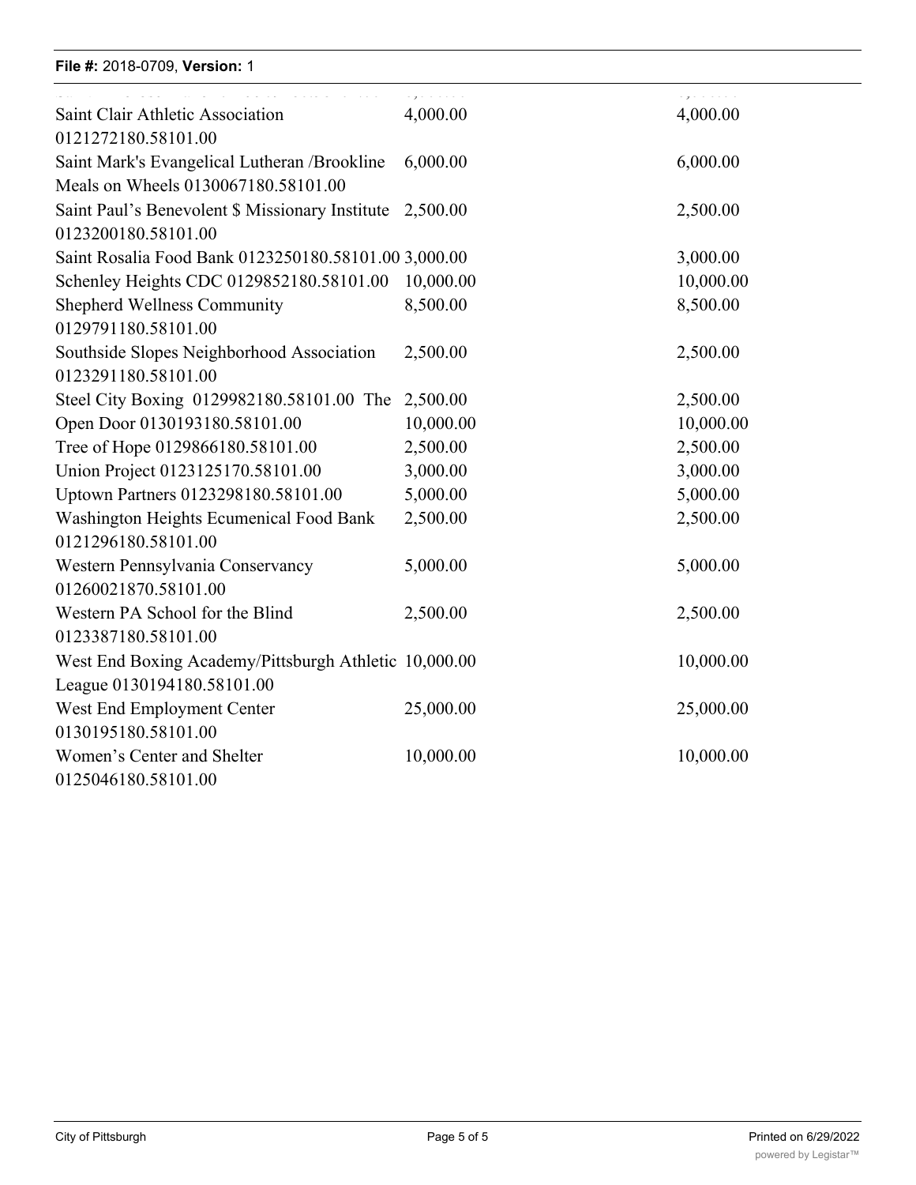| | | |
|---|---|---|
| Saint Clair Athletic Association 0121272180.58101.00 | 4,000.00 | 4,000.00 |
| Saint Mark's Evangelical Lutheran /Brookline Meals on Wheels 0130067180.58101.00 | 6,000.00 | 6,000.00 |
| Saint Paul's Benevolent $ Missionary Institute 0123200180.58101.00 | 2,500.00 | 2,500.00 |
| Saint Rosalia Food Bank 0123250180.58101.00 | 3,000.00 | 3,000.00 |
| Schenley Heights CDC 0129852180.58101.00 | 10,000.00 | 10,000.00 |
| Shepherd Wellness Community 0129791180.58101.00 | 8,500.00 | 8,500.00 |
| Southside Slopes Neighborhood Association 0123291180.58101.00 | 2,500.00 | 2,500.00 |
| Steel City Boxing 0129982180.58101.00 | 2,500.00 | 2,500.00 |
| The Open Door 0130193180.58101.00 | 10,000.00 | 10,000.00 |
| Tree of Hope 0129866180.58101.00 | 2,500.00 | 2,500.00 |
| Union Project 0123125170.58101.00 | 3,000.00 | 3,000.00 |
| Uptown Partners 0123298180.58101.00 | 5,000.00 | 5,000.00 |
| Washington Heights Ecumenical Food Bank 0121296180.58101.00 | 2,500.00 | 2,500.00 |
| Western Pennsylvania Conservancy 01260021870.58101.00 | 5,000.00 | 5,000.00 |
| Western PA School for the Blind 0123387180.58101.00 | 2,500.00 | 2,500.00 |
| West End Boxing Academy/Pittsburgh Athletic League 0130194180.58101.00 | 10,000.00 | 10,000.00 |
| West End Employment Center 0130195180.58101.00 | 25,000.00 | 25,000.00 |
| Women's Center and Shelter 0125046180.58101.00 | 10,000.00 | 10,000.00 |